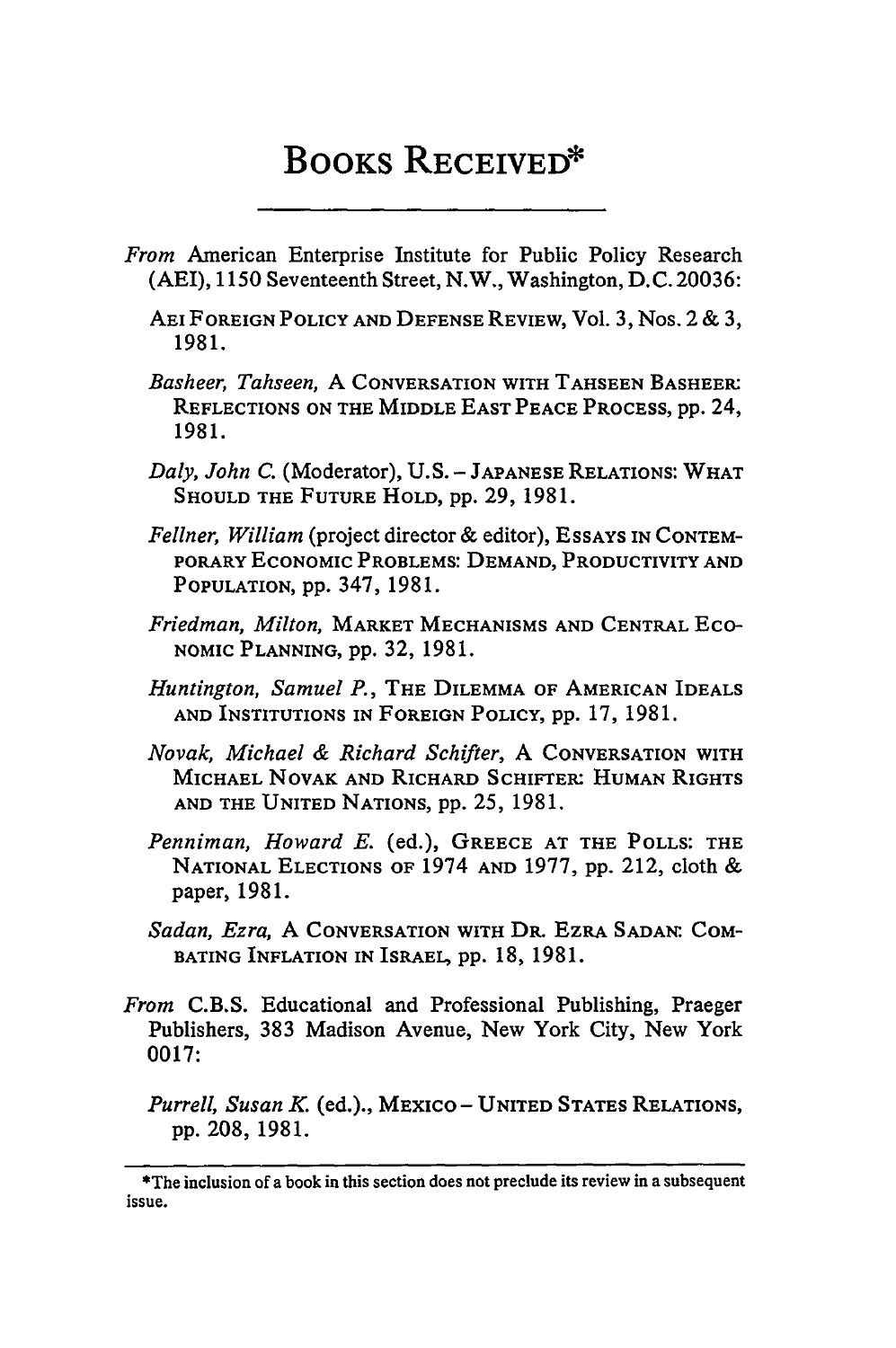# Books Received*

*From* American Enterprise Institute for Public Policy Research (AEI), 1150 Seventeenth Street, N.W., Washington, D.C. 20036:

AEI FOREIGN POLICY AND DEFENSE REVIEW, Vol. 3, Nos. 2 & 3, 1981.

*Basheer, Tahseen,* A CONVERSATION WITH TAHSEEN BASHEER: REFLECTIONS ON THE MIDDLE EAST PEACE PROCESS, pp. 24, 1981.

*Daly, John C.* (Moderator), U.S. – JAPANESE RELATIONS: WHAT SHOULD THE FUTURE HOLD, pp. 29, 1981.

*Fellner, William* (project director & editor), ESSAYS IN CONTEMPORARY ECONOMIC PROBLEMS: DEMAND, PRODUCTIVITY AND POPULATION, pp. 347, 1981.

*Friedman, Milton,* MARKET MECHANISMS AND CENTRAL ECONOMIC PLANNING, pp. 32, 1981.

*Huntington, Samuel P.,* THE DILEMMA OF AMERICAN IDEALS AND INSTITUTIONS IN FOREIGN POLICY, pp. 17, 1981.

*Novak, Michael & Richard Schifter,* A CONVERSATION WITH MICHAEL NOVAK AND RICHARD SCHIFTER: HUMAN RIGHTS AND THE UNITED NATIONS, pp. 25, 1981.

*Penniman, Howard E.* (ed.), GREECE AT THE POLLS: THE NATIONAL ELECTIONS OF 1974 AND 1977, pp. 212, cloth & paper, 1981.

*Sadan, Ezra,* A CONVERSATION WITH DR. EZRA SADAN: COMBATING INFLATION IN ISRAEL, pp. 18, 1981.

*From* C.B.S. Educational and Professional Publishing, Praeger Publishers, 383 Madison Avenue, New York City, New York 0017:

*Purrell, Susan K.* (ed.)., MEXICO – UNITED STATES RELATIONS, pp. 208, 1981.

---

*The inclusion of a book in this section does not preclude its review in a subsequent issue.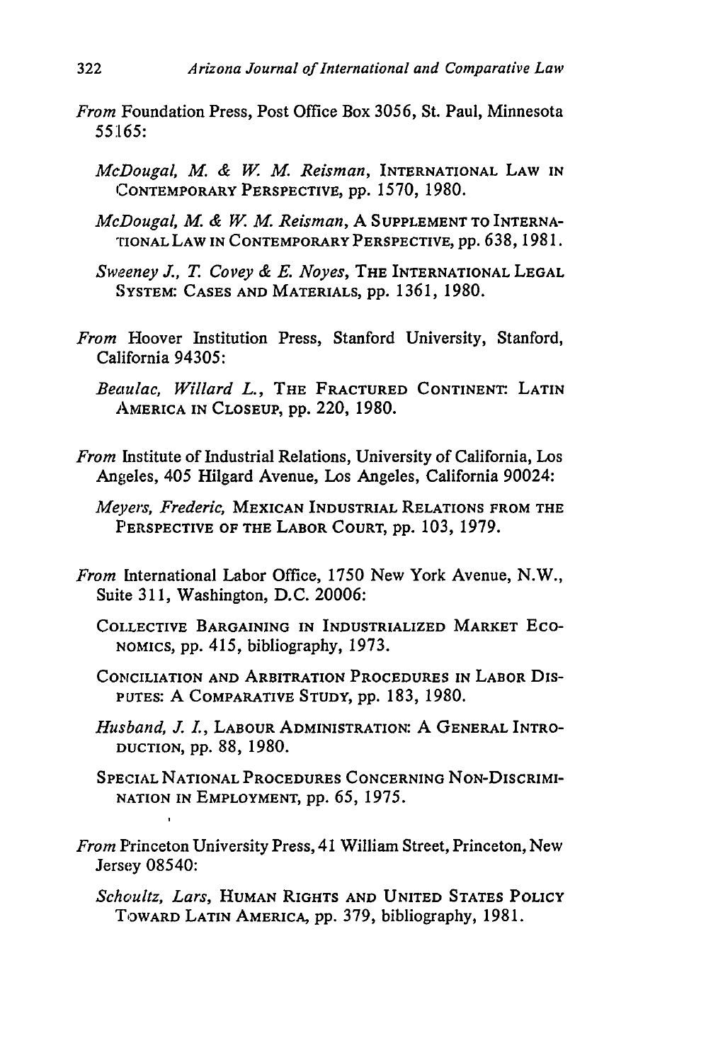*From* Foundation Press, Post Office Box 3056, St. Paul, Minnesota 55165:

*McDougal, M. & W. M. Reisman*, INTERNATIONAL LAW IN CONTEMPORARY PERSPECTIVE, pp. 1570, 1980.

*McDougal, M. & W. M. Reisman*, A SUPPLEMENT TO INTERNATIONAL LAW IN CONTEMPORARY PERSPECTIVE, pp. 638, 1981.

*Sweeney J., T. Covey & E. Noyes*, THE INTERNATIONAL LEGAL SYSTEM: CASES AND MATERIALS, pp. 1361, 1980.

*From* Hoover Institution Press, Stanford University, Stanford, California 94305:

*Beaulac, Willard L.*, THE FRACTURED CONTINENT: LATIN AMERICA IN CLOSEUP, pp. 220, 1980.

*From* Institute of Industrial Relations, University of California, Los Angeles, 405 Hilgard Avenue, Los Angeles, California 90024:

*Meyers, Frederic*, MEXICAN INDUSTRIAL RELATIONS FROM THE PERSPECTIVE OF THE LABOR COURT, pp. 103, 1979.

*From* International Labor Office, 1750 New York Avenue, N.W., Suite 311, Washington, D.C. 20006:

COLLECTIVE BARGAINING IN INDUSTRIALIZED MARKET ECONOMICS, pp. 415, bibliography, 1973.

CONCILIATION AND ARBITRATION PROCEDURES IN LABOR DISPUTES: A COMPARATIVE STUDY, pp. 183, 1980.

*Husband, J. I.*, LABOUR ADMINISTRATION: A GENERAL INTRODUCTION, pp. 88, 1980.

SPECIAL NATIONAL PROCEDURES CONCERNING NON-DISCRIMINATION IN EMPLOYMENT, pp. 65, 1975.

*From* Princeton University Press, 41 William Street, Princeton, New Jersey 08540:

*Schoultz, Lars*, HUMAN RIGHTS AND UNITED STATES POLICY TOWARD LATIN AMERICA, pp. 379, bibliography, 1981.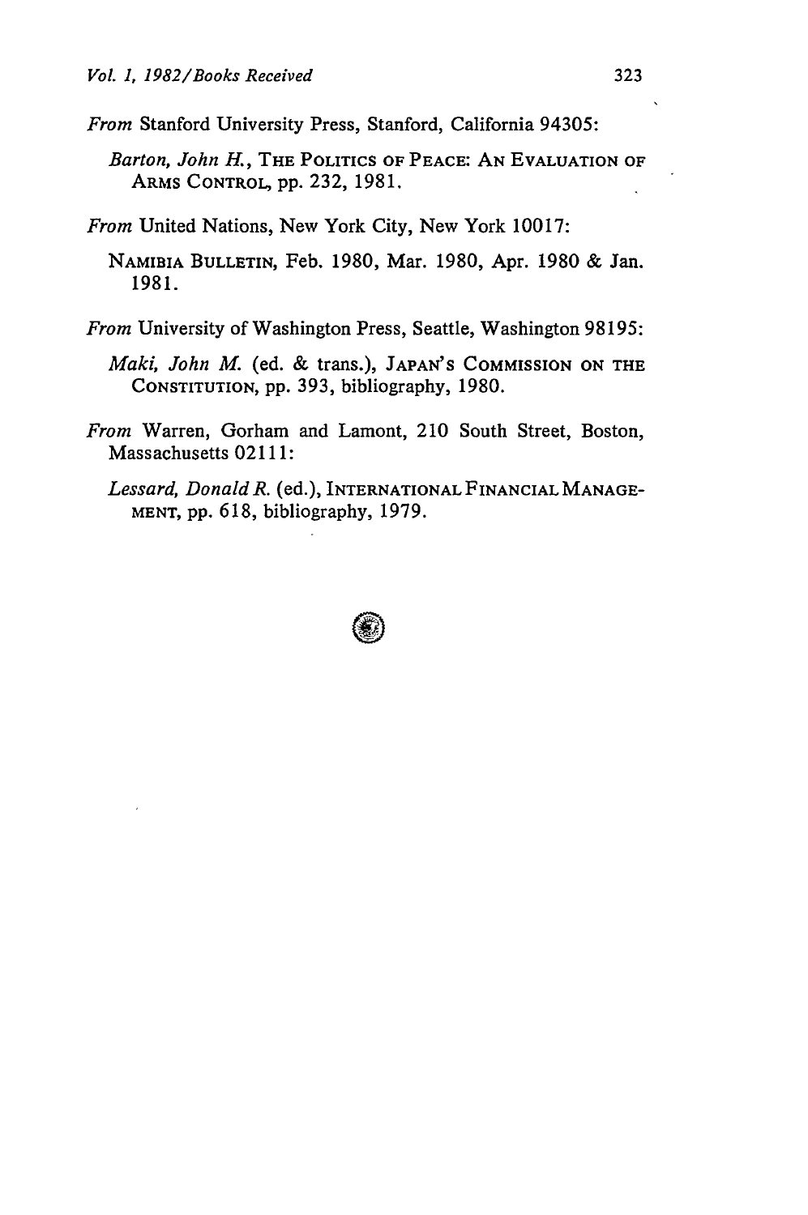*From* Stanford University Press, Stanford, California 94305:

*Barton, John H.*, THE POLITICS OF PEACE: AN EVALUATION OF ARMS CONTROL, pp. 232, 1981.

*From* United Nations, New York City, New York 10017:

NAMIBIA BULLETIN, Feb. 1980, Mar. 1980, Apr. 1980 & Jan. 1981.

*From* University of Washington Press, Seattle, Washington 98195:

*Maki, John M.* (ed. & trans.), JAPAN'S COMMISSION ON THE CONSTITUTION, pp. 393, bibliography, 1980.

*From* Warren, Gorham and Lamont, 210 South Street, Boston, Massachusetts 02111:

*Lessard, Donald R.* (ed.), INTERNATIONAL FINANCIAL MANAGEMENT, pp. 618, bibliography, 1979.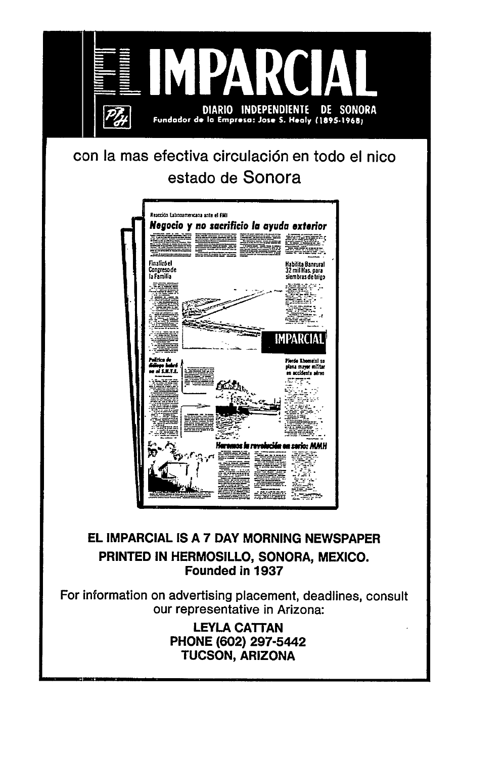# EL IMPARCIAL

**DIARIO INDEPENDIENTE DE SONORA**

Fundador de la Empresa: Jose S. Healy (1895-1968)

con la mas efectiva circulación en todo el nico estado de Sonora

**EL IMPARCIAL IS A 7 DAY MORNING NEWSPAPER**
**PRINTED IN HERMOSILLO, SONORA, MEXICO.**
**Founded in 1937**

For information on advertising placement, deadlines, consult our representative in Arizona:

**LEYLA CATTAN**
**PHONE (602) 297-5442**
**TUCSON, ARIZONA**